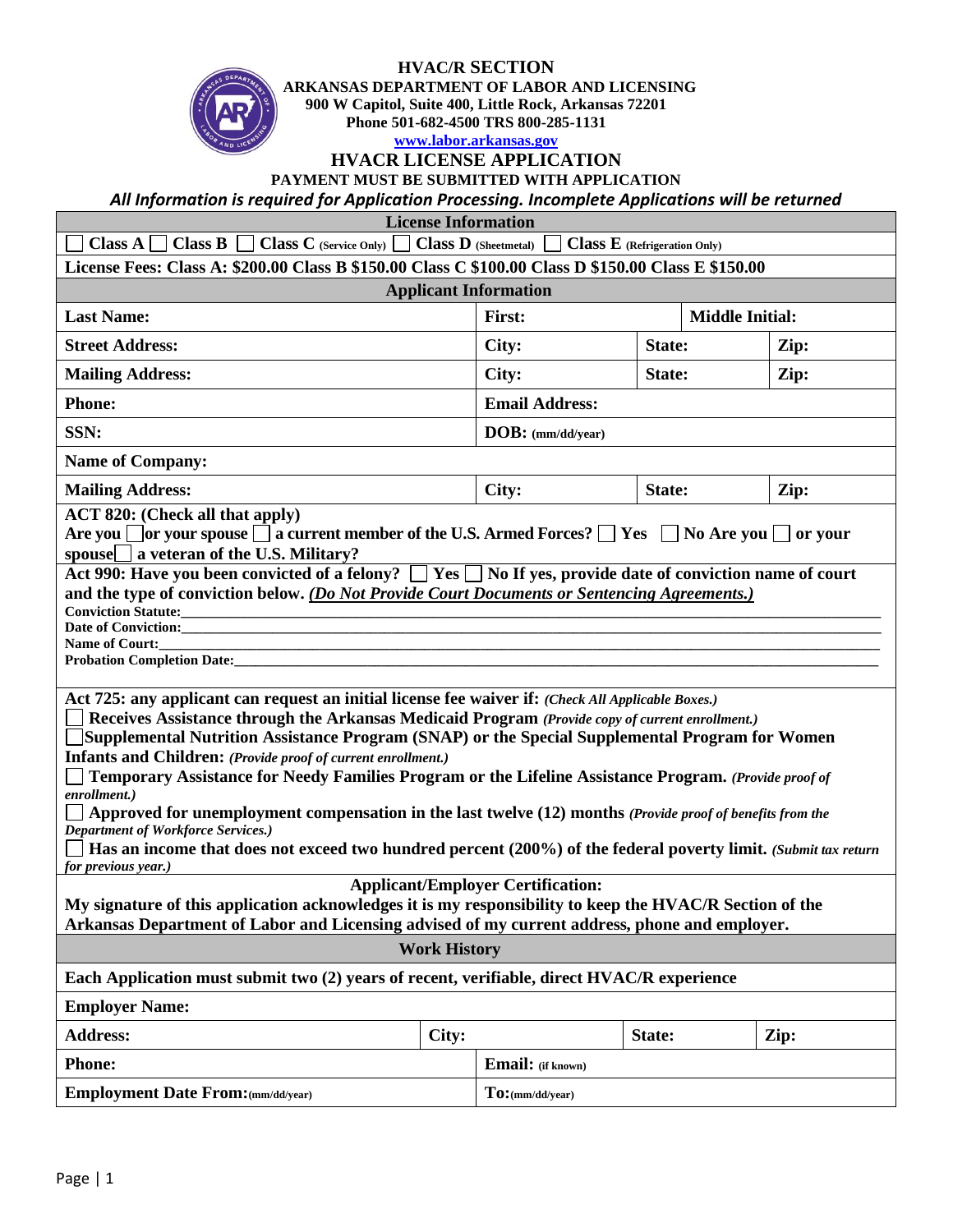# HVAC/R SECTION

**ARKANSAS DEPARTMENT OF LABOR AND LICENSING**
**900 W Capitol, Suite 400, Little Rock, Arkansas 72201**
**Phone 501-682-4500 TRS 800-285-1131**
**www.labor.arkansas.gov**

## HVACR LICENSE APPLICATION

**PAYMENT MUST BE SUBMITTED WITH APPLICATION**

***All Information is required for Application Processing. Incomplete Applications will be returned***

| License Information | | | |
|---|---|---|---|
| ☐ **Class A** ☐ **Class B** ☐ **Class C** (Service Only) ☐ **Class D** (Sheetmetal) ☐ **Class E** (Refrigeration Only) | | | |
| **License Fees: Class A: $200.00 Class B $150.00 Class C $100.00 Class D $150.00 Class E $150.00** | | | |

| Applicant Information | | | |
|---|---|---|---|
| **Last Name:** | **First:** | | **Middle Initial:** |
| **Street Address:** | **City:** | **State:** | **Zip:** |
| **Mailing Address:** | **City:** | **State:** | **Zip:** |
| **Phone:** | **Email Address:** | | |
| **SSN:** | **DOB:** (mm/dd/year) | | |
| **Name of Company:** | | | |
| **Mailing Address:** | **City:** | **State:** | **Zip:** |

**ACT 820: (Check all that apply)**
**Are you ☐ or your spouse ☐ a current member of the U.S. Armed Forces? ☐ Yes ☐ No Are you ☐ or your spouse ☐ a veteran of the U.S. Military?**

**Act 990: Have you been convicted of a felony? ☐ Yes ☐ No If yes, provide date of conviction name of court and the type of conviction below. *(Do Not Provide Court Documents or Sentencing Agreements.)***

**Conviction Statute:**______________________________
**Date of Conviction:**______________________________
**Name of Court:**______________________________
**Probation Completion Date:**______________________________

**Act 725: any applicant can request an initial license fee waiver if:** *(Check All Applicable Boxes.)*

- ☐ **Receives Assistance through the Arkansas Medicaid Program** *(Provide copy of current enrollment.)*
- ☐ **Supplemental Nutrition Assistance Program (SNAP) or the Special Supplemental Program for Women Infants and Children:** *(Provide proof of current enrollment.)*
- ☐ **Temporary Assistance for Needy Families Program or the Lifeline Assistance Program.** *(Provide proof of enrollment.)*
- ☐ **Approved for unemployment compensation in the last twelve (12) months** *(Provide proof of benefits from the Department of Workforce Services.)*
- ☐ **Has an income that does not exceed two hundred percent (200%) of the federal poverty limit.** *(Submit tax return for previous year.)*

**Applicant/Employer Certification:**

**My signature of this application acknowledges it is my responsibility to keep the HVAC/R Section of the Arkansas Department of Labor and Licensing advised of my current address, phone and employer.**

| Work History | | | |
|---|---|---|---|
| **Each Application must submit two (2) years of recent, verifiable, direct HVAC/R experience** | | | |
| **Employer Name:** | | | |
| **Address:** | **City:** | **State:** | **Zip:** |
| **Phone:** | **Email:** (if known) | | |
| **Employment Date From:** (mm/dd/year) | **To:** (mm/dd/year) | | |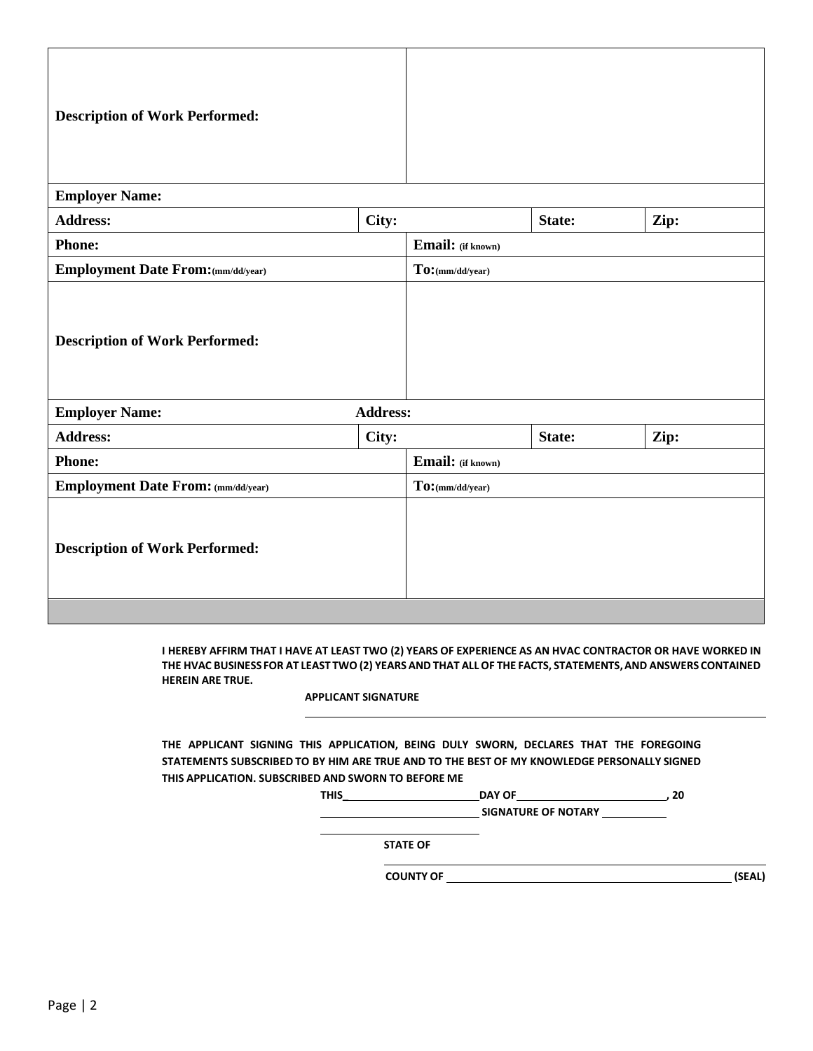| | | | |
|---|---|---|---|
| **Description of Work Performed:** | | | |
| **Employer Name:** | | | |
| **Address:** | **City:** | **State:** | **Zip:** |
| **Phone:** | **Email:** (if known) | | |
| **Employment Date From:** (mm/dd/year) | **To:** (mm/dd/year) | | |
| **Description of Work Performed:** | | | |
| **Employer Name:** **Address:** | | | |
| **Address:** | **City:** | **State:** | **Zip:** |
| **Phone:** | **Email:** (if known) | | |
| **Employment Date From:** (mm/dd/year) | **To:** (mm/dd/year) | | |
| **Description of Work Performed:** | | | |

**I HEREBY AFFIRM THAT I HAVE AT LEAST TWO (2) YEARS OF EXPERIENCE AS AN HVAC CONTRACTOR OR HAVE WORKED IN THE HVAC BUSINESS FOR AT LEAST TWO (2) YEARS AND THAT ALL OF THE FACTS, STATEMENTS, AND ANSWERS CONTAINED HEREIN ARE TRUE.**

**APPLICANT SIGNATURE** ______________________________

**THE APPLICANT SIGNING THIS APPLICATION, BEING DULY SWORN, DECLARES THAT THE FOREGOING STATEMENTS SUBSCRIBED TO BY HIM ARE TRUE AND TO THE BEST OF MY KNOWLEDGE PERSONALLY SIGNED THIS APPLICATION. SUBSCRIBED AND SWORN TO BEFORE ME**

**THIS**__________ **DAY OF** __________, **20**

__________ **SIGNATURE OF NOTARY** __________

__________

**STATE OF** __________

**COUNTY OF** __________ **(SEAL)**